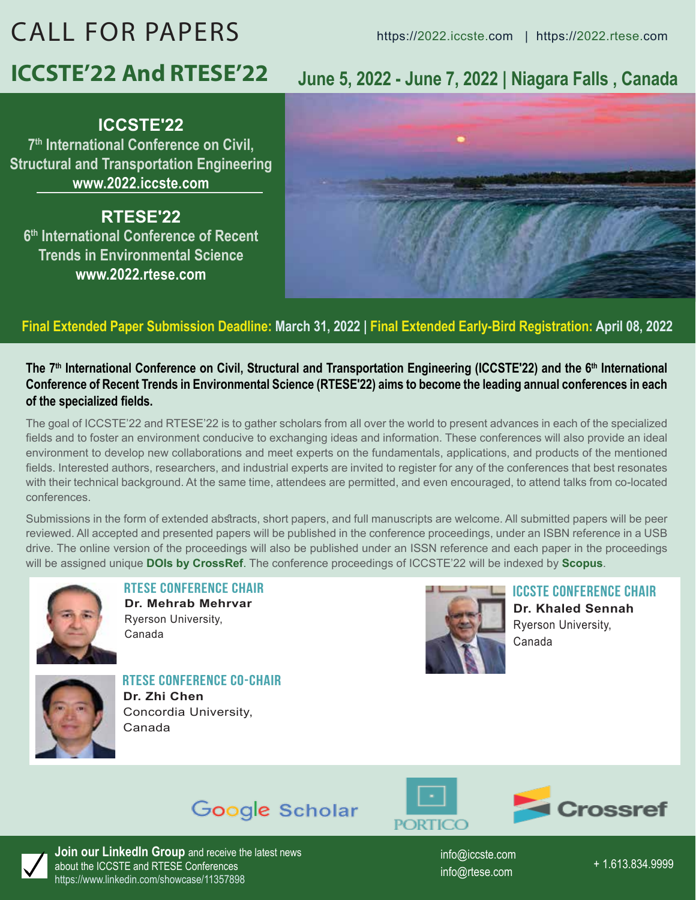# CALL FOR PAPERS

https://2022.iccste.com | https://2022.rtese.com

## ICCSTE'22 And RTESE'22

**June 5, 2022 - June 7, 2022 | Niagara Falls , Canada**

### ICCSTE'22

**7th International Conference on Civil, Structural and Transportation Engineering**

**www.2022.iccste.com**

### RTESE'22

**6th International Conference of Recent Trends in Environmental Science**

**www.2022.rtese.com**

**Final Extended Paper Submission Deadline: March 31, 2022 | Final Extended Early-Bird Registration: April 08, 2022**

**The 7th International Conference on Civil, Structural and Transportation Engineering (ICCSTE'22) and the 6th International Conference of Recent Trends in Environmental Science (RTESE'22) aims to become the leading annual conferences in each of the specialized fields.**

The goal of ICCSTE'22 and RTESE'22 is to gather scholars from all over the world to present advances in each of the specialized fields and to foster an environment conducive to exchanging ideas and information. These conferences will also provide an ideal environment to develop new collaborations and meet experts on the fundamentals, applications, and products of the mentioned fields. Interested authors, researchers, and industrial experts are invited to register for any of the conferences that best resonates with their technical background. At the same time, attendees are permitted, and even encouraged, to attend talks from co-located conferences.

Submissions in the form of extended abstracts, short papers, and full manuscripts are welcome. All submitted papers will be peer reviewed. All accepted and presented papers will be published in the conference proceedings, under an ISBN reference in a USB drive. The online version of the proceedings will also be published under an ISSN reference and each paper in the proceedings will be assigned unique **DOIs by CrossRef**. The conference proceedings of ICCSTE'22 will be indexed by **Scopus**.

**RTESE CONFERENCE CHAIR**
**Dr. Mehrab Mehrvar**
Ryerson University,
Canada

**ICCSTE CONFERENCE CHAIR**
**Dr. Khaled Sennah**
Ryerson University,
Canada

**RTESE CONFERENCE CO-CHAIR**
**Dr. Zhi Chen**
Concordia University,
Canada

Google Scholar | PORTICO | Crossref

**Join our LinkedIn Group** and receive the latest news about the ICCSTE and RTESE Conferences
https://www.linkedin.com/showcase/11357898

info@iccste.com
info@rtese.com

+ 1.613.834.9999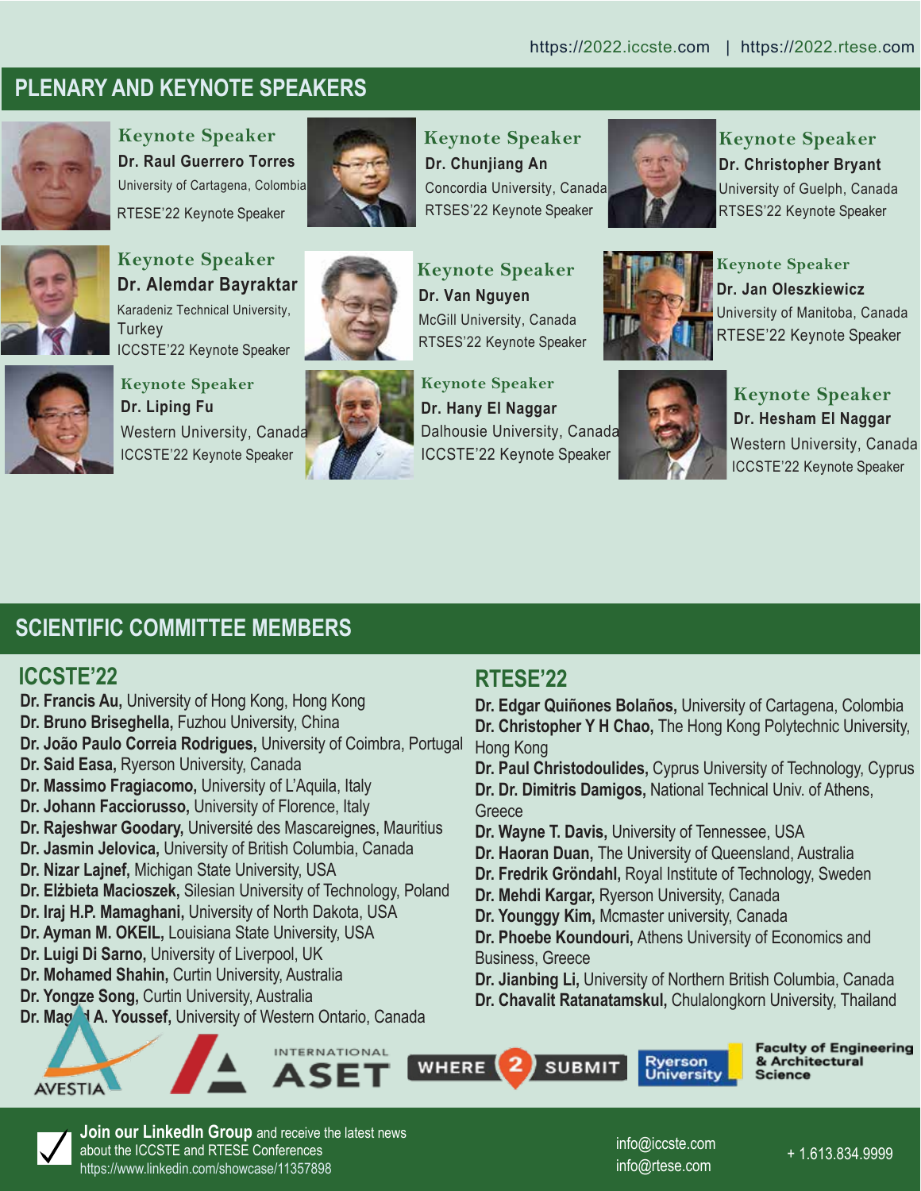https://2022.iccste.com | https://2022.rtese.com

## PLENARY AND KEYNOTE SPEAKERS

**Keynote Speaker**
**Dr. Raul Guerrero Torres**
University of Cartagena, Colombia
RTESE'22 Keynote Speaker

**Keynote Speaker**
**Dr. Chunjiang An**
Concordia University, Canada
RTSES'22 Keynote Speaker

**Keynote Speaker**
**Dr. Christopher Bryant**
University of Guelph, Canada
RTSES'22 Keynote Speaker

**Keynote Speaker**
**Dr. Alemdar Bayraktar**
Karadeniz Technical University, Turkey
ICCSTE'22 Keynote Speaker

**Keynote Speaker**
**Dr. Van Nguyen**
McGill University, Canada
RTSES'22 Keynote Speaker

**Keynote Speaker**
**Dr. Jan Oleszkiewicz**
University of Manitoba, Canada
RTESE'22 Keynote Speaker

**Keynote Speaker**
**Dr. Liping Fu**
Western University, Canada
ICCSTE'22 Keynote Speaker

**Keynote Speaker**
**Dr. Hany El Naggar**
Dalhousie University, Canada
ICCSTE'22 Keynote Speaker

**Keynote Speaker**
**Dr. Hesham El Naggar**
Western University, Canada
ICCSTE'22 Keynote Speaker

## SCIENTIFIC COMMITTEE MEMBERS

### ICCSTE'22

**Dr. Francis Au,** University of Hong Kong, Hong Kong
**Dr. Bruno Briseghella,** Fuzhou University, China
**Dr. João Paulo Correia Rodrigues,** University of Coimbra, Portugal
**Dr. Said Easa,** Ryerson University, Canada
**Dr. Massimo Fragiacomo,** University of L'Aquila, Italy
**Dr. Johann Facciorusso,** University of Florence, Italy
**Dr. Rajeshwar Goodary,** Université des Mascareignes, Mauritius
**Dr. Jasmin Jelovica,** University of British Columbia, Canada
**Dr. Nizar Lajnef,** Michigan State University, USA
**Dr. Elżbieta Macioszek,** Silesian University of Technology, Poland
**Dr. Iraj H.P. Mamaghani,** University of North Dakota, USA
**Dr. Ayman M. OKEIL,** Louisiana State University, USA
**Dr. Luigi Di Sarno,** University of Liverpool, UK
**Dr. Mohamed Shahin,** Curtin University, Australia
**Dr. Yongze Song,** Curtin University, Australia
**Dr. Mag A. Youssef,** University of Western Ontario, Canada

### RTESE'22

**Dr. Edgar Quiñones Bolaños,** University of Cartagena, Colombia
**Dr. Christopher Y H Chao,** The Hong Kong Polytechnic University, Hong Kong
**Dr. Paul Christodoulides,** Cyprus University of Technology, Cyprus
**Dr. Dr. Dimitris Damigos,** National Technical Univ. of Athens, Greece
**Dr. Wayne T. Davis,** University of Tennessee, USA
**Dr. Haoran Duan,** The University of Queensland, Australia
**Dr. Fredrik Gröndahl,** Royal Institute of Technology, Sweden
**Dr. Mehdi Kargar,** Ryerson University, Canada
**Dr. Younggy Kim,** Mcmaster university, Canada
**Dr. Phoebe Koundouri,** Athens University of Economics and Business, Greece
**Dr. Jianbing Li,** University of Northern British Columbia, Canada
**Dr. Chavalit Ratanatamskul,** Chulalongkorn University, Thailand

AVESTIA | INTERNATIONAL ASET | WHERE 2 SUBMIT | Ryerson University | Faculty of Engineering & Architectural Science

**Join our LinkedIn Group** and receive the latest news about the ICCSTE and RTESE Conferences
https://www.linkedin.com/showcase/11357898

info@iccste.com
info@rtese.com

+ 1.613.834.9999